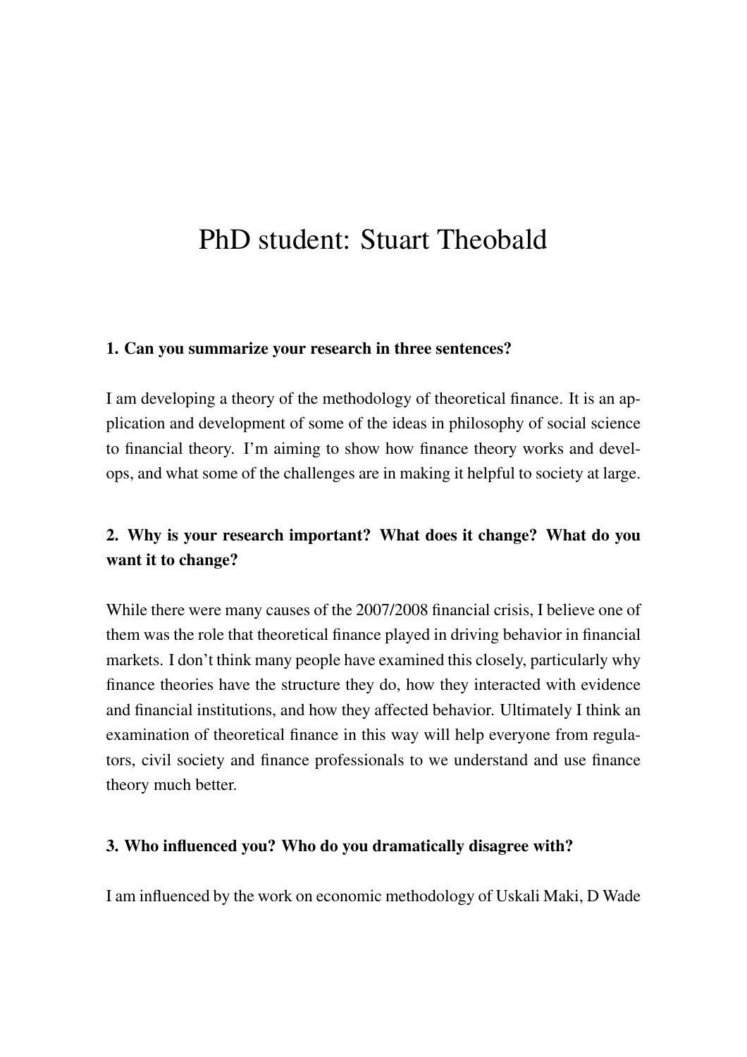# PhD student: Stuart Theobald

**1. Can you summarize your research in three sentences?**

I am developing a theory of the methodology of theoretical finance. It is an application and development of some of the ideas in philosophy of social science to financial theory. I'm aiming to show how finance theory works and develops, and what some of the challenges are in making it helpful to society at large.

**2. Why is your research important? What does it change? What do you want it to change?**

While there were many causes of the 2007/2008 financial crisis, I believe one of them was the role that theoretical finance played in driving behavior in financial markets. I don't think many people have examined this closely, particularly why finance theories have the structure they do, how they interacted with evidence and financial institutions, and how they affected behavior. Ultimately I think an examination of theoretical finance in this way will help everyone from regulators, civil society and finance professionals to we understand and use finance theory much better.

**3. Who influenced you? Who do you dramatically disagree with?**

I am influenced by the work on economic methodology of Uskali Maki, D Wade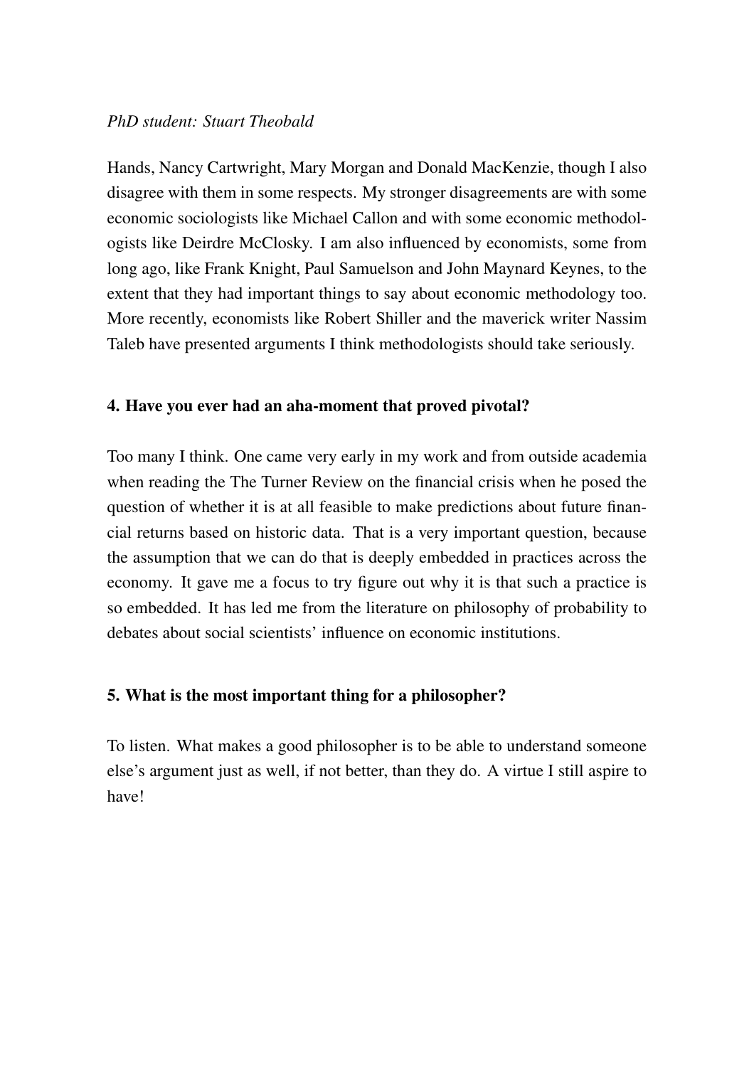*PhD student: Stuart Theobald*

Hands, Nancy Cartwright, Mary Morgan and Donald MacKenzie, though I also disagree with them in some respects. My stronger disagreements are with some economic sociologists like Michael Callon and with some economic methodologists like Deirdre McClosky. I am also influenced by economists, some from long ago, like Frank Knight, Paul Samuelson and John Maynard Keynes, to the extent that they had important things to say about economic methodology too. More recently, economists like Robert Shiller and the maverick writer Nassim Taleb have presented arguments I think methodologists should take seriously.

**4. Have you ever had an aha-moment that proved pivotal?**

Too many I think. One came very early in my work and from outside academia when reading the The Turner Review on the financial crisis when he posed the question of whether it is at all feasible to make predictions about future financial returns based on historic data. That is a very important question, because the assumption that we can do that is deeply embedded in practices across the economy. It gave me a focus to try figure out why it is that such a practice is so embedded. It has led me from the literature on philosophy of probability to debates about social scientists' influence on economic institutions.

**5. What is the most important thing for a philosopher?**

To listen. What makes a good philosopher is to be able to understand someone else's argument just as well, if not better, than they do. A virtue I still aspire to have!